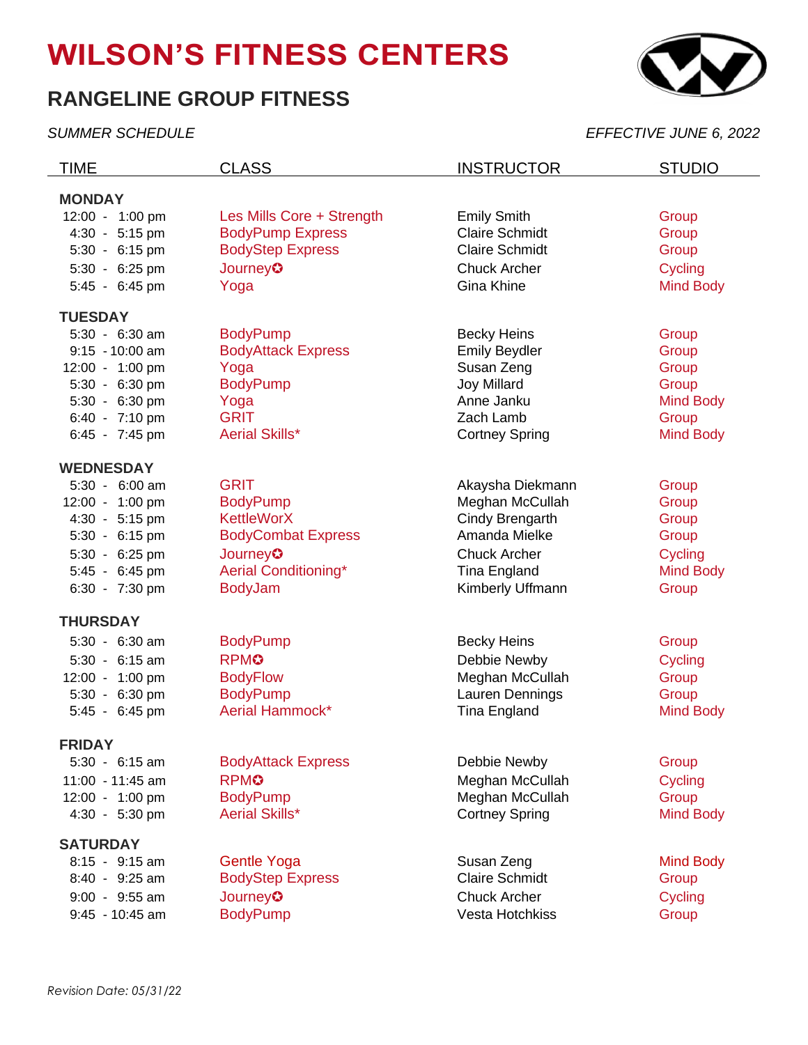# WILSON'S FITNESS CENTERS

## RANGELINE GROUP FITNESS

*SUMMER SCHEDULE* *EFFECTIVE JUNE 6, 2022*

| TIME | CLASS | INSTRUCTOR | STUDIO |
|---|---|---|---|
| **MONDAY** | | | |
| 12:00 - 1:00 pm | Les Mills Core + Strength | Emily Smith | Group |
| 4:30 - 5:15 pm | BodyPump Express | Claire Schmidt | Group |
| 5:30 - 6:15 pm | BodyStep Express | Claire Schmidt | Group |
| 5:30 - 6:25 pm | Journey✪ | Chuck Archer | Cycling |
| 5:45 - 6:45 pm | Yoga | Gina Khine | Mind Body |
| **TUESDAY** | | | |
| 5:30 - 6:30 am | BodyPump | Becky Heins | Group |
| 9:15 - 10:00 am | BodyAttack Express | Emily Beydler | Group |
| 12:00 - 1:00 pm | Yoga | Susan Zeng | Group |
| 5:30 - 6:30 pm | BodyPump | Joy Millard | Group |
| 5:30 - 6:30 pm | Yoga | Anne Janku | Mind Body |
| 6:40 - 7:10 pm | GRIT | Zach Lamb | Group |
| 6:45 - 7:45 pm | Aerial Skills* | Cortney Spring | Mind Body |
| **WEDNESDAY** | | | |
| 5:30 - 6:00 am | GRIT | Akaysha Diekmann | Group |
| 12:00 - 1:00 pm | BodyPump | Meghan McCullah | Group |
| 4:30 - 5:15 pm | KettleWorX | Cindy Brengarth | Group |
| 5:30 - 6:15 pm | BodyCombat Express | Amanda Mielke | Group |
| 5:30 - 6:25 pm | Journey✪ | Chuck Archer | Cycling |
| 5:45 - 6:45 pm | Aerial Conditioning* | Tina England | Mind Body |
| 6:30 - 7:30 pm | BodyJam | Kimberly Uffmann | Group |
| **THURSDAY** | | | |
| 5:30 - 6:30 am | BodyPump | Becky Heins | Group |
| 5:30 - 6:15 am | RPM✪ | Debbie Newby | Cycling |
| 12:00 - 1:00 pm | BodyFlow | Meghan McCullah | Group |
| 5:30 - 6:30 pm | BodyPump | Lauren Dennings | Group |
| 5:45 - 6:45 pm | Aerial Hammock* | Tina England | Mind Body |
| **FRIDAY** | | | |
| 5:30 - 6:15 am | BodyAttack Express | Debbie Newby | Group |
| 11:00 - 11:45 am | RPM✪ | Meghan McCullah | Cycling |
| 12:00 - 1:00 pm | BodyPump | Meghan McCullah | Group |
| 4:30 - 5:30 pm | Aerial Skills* | Cortney Spring | Mind Body |
| **SATURDAY** | | | |
| 8:15 - 9:15 am | Gentle Yoga | Susan Zeng | Mind Body |
| 8:40 - 9:25 am | BodyStep Express | Claire Schmidt | Group |
| 9:00 - 9:55 am | Journey✪ | Chuck Archer | Cycling |
| 9:45 - 10:45 am | BodyPump | Vesta Hotchkiss | Group |

*Revision Date: 05/31/22*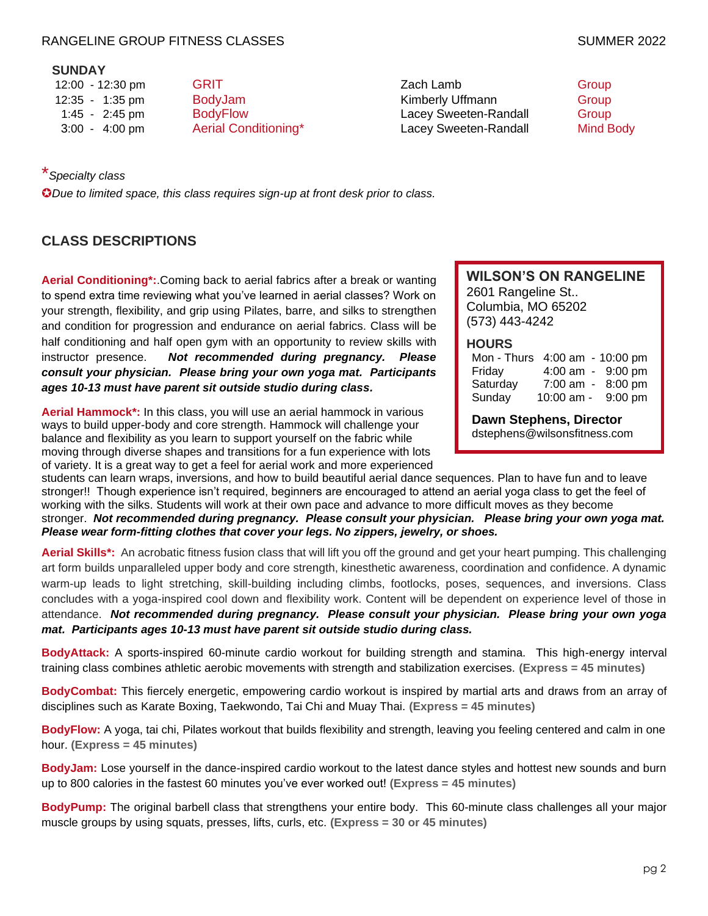### SUNDAY

| Time | Class | Instructor | Type |
|---|---|---|---|
| 12:00 - 12:30 pm | GRIT | Zach Lamb | Group |
| 12:35 - 1:35 pm | BodyJam | Kimberly Uffmann | Group |
| 1:45 - 2:45 pm | BodyFlow | Lacey Sweeten-Randall | Group |
| 3:00 - 4:00 pm | Aerial Conditioning* | Lacey Sweeten-Randall | Mind Body |

**\*** *Specialty class*

✪ *Due to limited space, this class requires sign-up at front desk prior to class.*

## CLASS DESCRIPTIONS

**WILSON'S ON RANGELINE**
2601 Rangeline St..
Columbia, MO 65202
(573) 443-4242

**HOURS**

| | |
|---|---|
| Mon - Thurs | 4:00 am - 10:00 pm |
| Friday | 4:00 am - 9:00 pm |
| Saturday | 7:00 am - 8:00 pm |
| Sunday | 10:00 am - 9:00 pm |

**Dawn Stephens, Director**
dstephens@wilsonsfitness.com

**Aerial Conditioning*:**.Coming back to aerial fabrics after a break or wanting to spend extra time reviewing what you've learned in aerial classes? Work on your strength, flexibility, and grip using Pilates, barre, and silks to strengthen and condition for progression and endurance on aerial fabrics. Class will be half conditioning and half open gym with an opportunity to review skills with instructor presence. ***Not recommended during pregnancy. Please consult your physician. Please bring your own yoga mat. Participants ages 10-13 must have parent sit outside studio during class.***

**Aerial Hammock*:** In this class, you will use an aerial hammock in various ways to build upper-body and core strength. Hammock will challenge your balance and flexibility as you learn to support yourself on the fabric while moving through diverse shapes and transitions for a fun experience with lots of variety. It is a great way to get a feel for aerial work and more experienced students can learn wraps, inversions, and how to build beautiful aerial dance sequences. Plan to have fun and to leave stronger!! Though experience isn't required, beginners are encouraged to attend an aerial yoga class to get the feel of working with the silks. Students will work at their own pace and advance to more difficult moves as they become stronger. ***Not recommended during pregnancy. Please consult your physician. Please bring your own yoga mat. Please wear form-fitting clothes that cover your legs. No zippers, jewelry, or shoes.***

**Aerial Skills*:** An acrobatic fitness fusion class that will lift you off the ground and get your heart pumping. This challenging art form builds unparalleled upper body and core strength, kinesthetic awareness, coordination and confidence. A dynamic warm-up leads to light stretching, skill-building including climbs, footlocks, poses, sequences, and inversions. Class concludes with a yoga-inspired cool down and flexibility work. Content will be dependent on experience level of those in attendance. ***Not recommended during pregnancy. Please consult your physician. Please bring your own yoga mat. Participants ages 10-13 must have parent sit outside studio during class.***

**BodyAttack:** A sports-inspired 60-minute cardio workout for building strength and stamina. This high-energy interval training class combines athletic aerobic movements with strength and stabilization exercises. **(Express = 45 minutes)**

**BodyCombat:** This fiercely energetic, empowering cardio workout is inspired by martial arts and draws from an array of disciplines such as Karate Boxing, Taekwondo, Tai Chi and Muay Thai. **(Express = 45 minutes)**

**BodyFlow:** A yoga, tai chi, Pilates workout that builds flexibility and strength, leaving you feeling centered and calm in one hour. **(Express = 45 minutes)**

**BodyJam:** Lose yourself in the dance-inspired cardio workout to the latest dance styles and hottest new sounds and burn up to 800 calories in the fastest 60 minutes you've ever worked out! **(Express = 45 minutes)**

**BodyPump:** The original barbell class that strengthens your entire body. This 60-minute class challenges all your major muscle groups by using squats, presses, lifts, curls, etc. **(Express = 30 or 45 minutes)**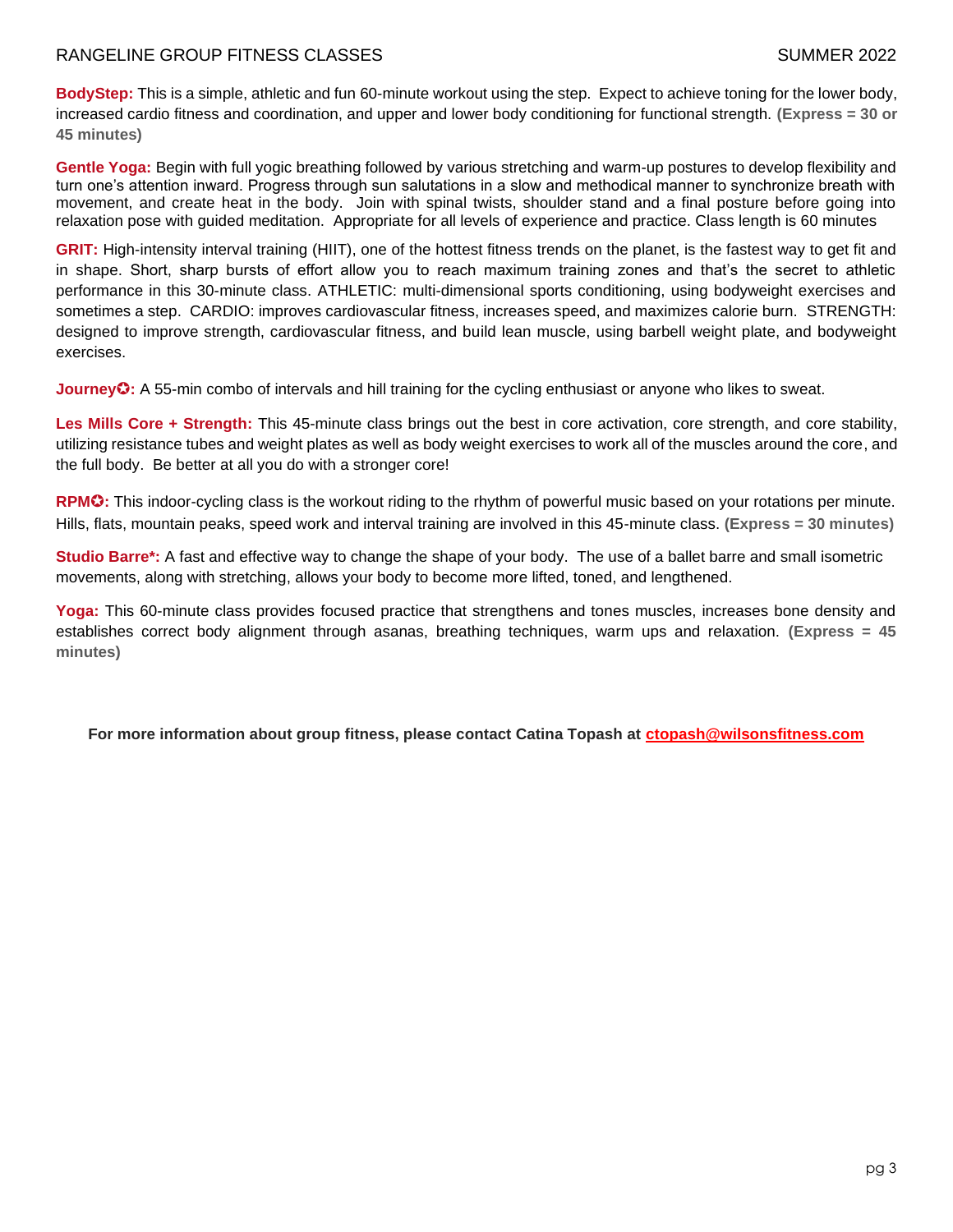**BodyStep:** This is a simple, athletic and fun 60-minute workout using the step. Expect to achieve toning for the lower body, increased cardio fitness and coordination, and upper and lower body conditioning for functional strength. **(Express = 30 or 45 minutes)**

**Gentle Yoga:** Begin with full yogic breathing followed by various stretching and warm-up postures to develop flexibility and turn one's attention inward. Progress through sun salutations in a slow and methodical manner to synchronize breath with movement, and create heat in the body. Join with spinal twists, shoulder stand and a final posture before going into relaxation pose with guided meditation. Appropriate for all levels of experience and practice. Class length is 60 minutes

**GRIT:** High-intensity interval training (HIIT), one of the hottest fitness trends on the planet, is the fastest way to get fit and in shape. Short, sharp bursts of effort allow you to reach maximum training zones and that's the secret to athletic performance in this 30-minute class. ATHLETIC: multi-dimensional sports conditioning, using bodyweight exercises and sometimes a step. CARDIO: improves cardiovascular fitness, increases speed, and maximizes calorie burn. STRENGTH: designed to improve strength, cardiovascular fitness, and build lean muscle, using barbell weight plate, and bodyweight exercises.

**Journey✪:** A 55-min combo of intervals and hill training for the cycling enthusiast or anyone who likes to sweat.

**Les Mills Core + Strength:** This 45-minute class brings out the best in core activation, core strength, and core stability, utilizing resistance tubes and weight plates as well as body weight exercises to work all of the muscles around the core, and the full body. Be better at all you do with a stronger core!

**RPM✪:** This indoor-cycling class is the workout riding to the rhythm of powerful music based on your rotations per minute. Hills, flats, mountain peaks, speed work and interval training are involved in this 45-minute class. **(Express = 30 minutes)**

**Studio Barre*:** A fast and effective way to change the shape of your body. The use of a ballet barre and small isometric movements, along with stretching, allows your body to become more lifted, toned, and lengthened.

**Yoga:** This 60-minute class provides focused practice that strengthens and tones muscles, increases bone density and establishes correct body alignment through asanas, breathing techniques, warm ups and relaxation. **(Express = 45 minutes)**

**For more information about group fitness, please contact Catina Topash at ctopash@wilsonsfitness.com**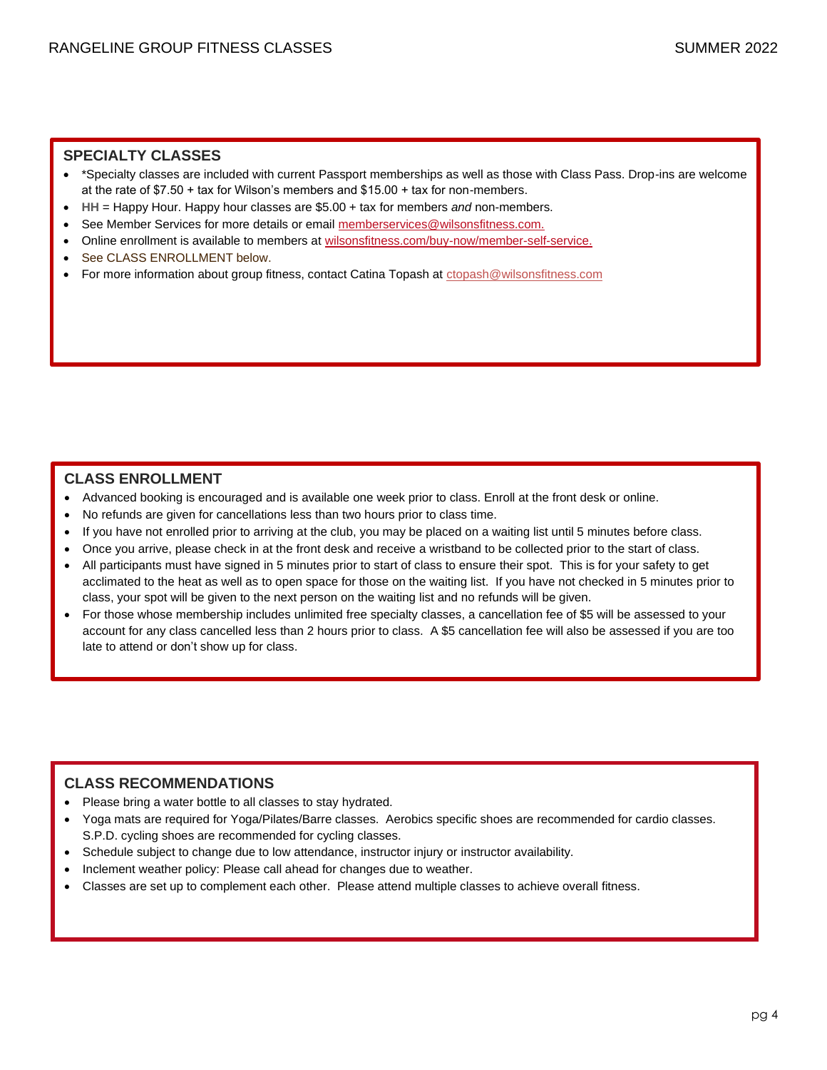## SPECIALTY CLASSES

- *Specialty classes are included with current Passport memberships as well as those with Class Pass. Drop-ins are welcome at the rate of $7.50 + tax for Wilson's members and $15.00 + tax for non-members.
- **HH** = Happy Hour. Happy hour classes are $5.00 + tax for members *and* non-members.
- See Member Services for more details or email memberservices@wilsonsfitness.com.
- Online enrollment is available to members at wilsonsfitness.com/buy-now/member-self-service.
- See CLASS ENROLLMENT below.
- For more information about group fitness, contact Catina Topash at ctopash@wilsonsfitness.com

## CLASS ENROLLMENT

- Advanced booking is encouraged and is available one week prior to class. Enroll at the front desk or online.
- No refunds are given for cancellations less than two hours prior to class time.
- If you have not enrolled prior to arriving at the club, you may be placed on a waiting list until 5 minutes before class.
- Once you arrive, please check in at the front desk and receive a wristband to be collected prior to the start of class.
- All participants must have signed in 5 minutes prior to start of class to ensure their spot. This is for your safety to get acclimated to the heat as well as to open space for those on the waiting list. If you have not checked in 5 minutes prior to class, your spot will be given to the next person on the waiting list and no refunds will be given.
- For those whose membership includes unlimited free specialty classes, a cancellation fee of $5 will be assessed to your account for any class cancelled less than 2 hours prior to class. A $5 cancellation fee will also be assessed if you are too late to attend or don't show up for class.

## CLASS RECOMMENDATIONS

- Please bring a water bottle to all classes to stay hydrated.
- Yoga mats are required for Yoga/Pilates/Barre classes. Aerobics specific shoes are recommended for cardio classes. S.P.D. cycling shoes are recommended for cycling classes.
- Schedule subject to change due to low attendance, instructor injury or instructor availability.
- Inclement weather policy: Please call ahead for changes due to weather.
- Classes are set up to complement each other. Please attend multiple classes to achieve overall fitness.